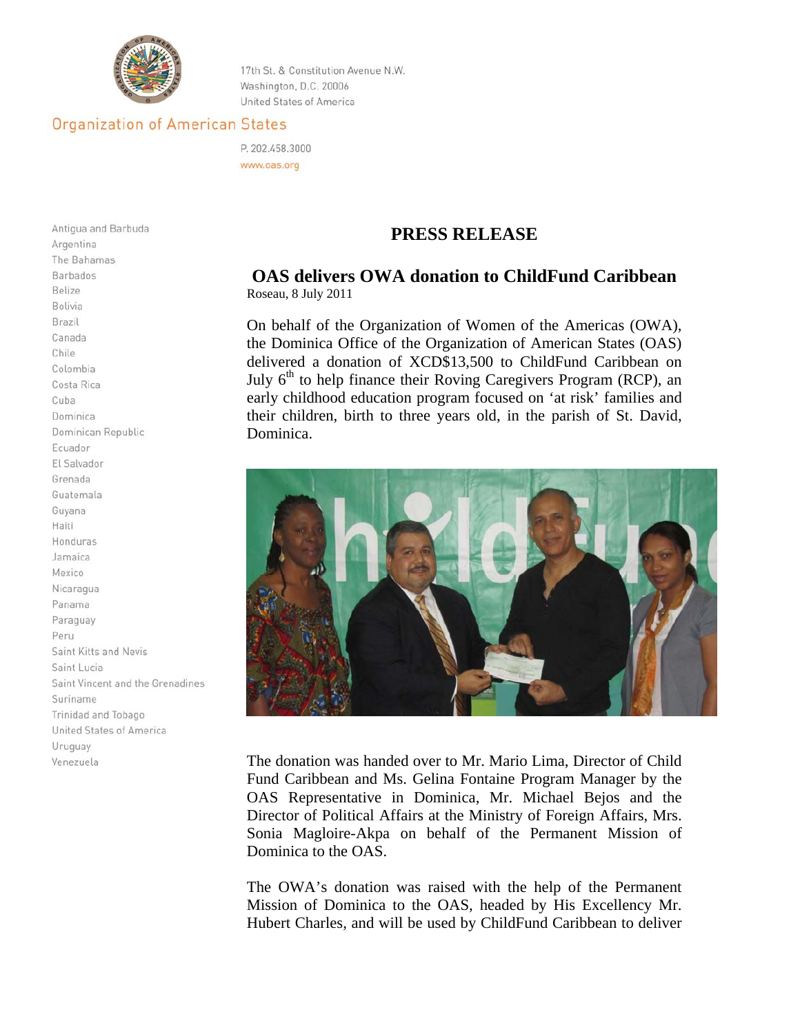17th St. & Constitution Avenue N.W.
Washington, D.C. 20006
United States of America

Organization of American States

P. 202.458.3000
www.oas.org

Antigua and Barbuda
Argentina
The Bahamas
Barbados
Belize
Bolivia
Brazil
Canada
Chile
Colombia
Costa Rica
Cuba
Dominica
Dominican Republic
Ecuador
El Salvador
Grenada
Guatemala
Guyana
Haiti
Honduras
Jamaica
Mexico
Nicaragua
Panama
Paraguay
Peru
Saint Kitts and Nevis
Saint Lucia
Saint Vincent and the Grenadines
Suriname
Trinidad and Tobago
United States of America
Uruguay
Venezuela

# PRESS RELEASE

## OAS delivers OWA donation to ChildFund Caribbean

Roseau, 8 July 2011

On behalf of the Organization of Women of the Americas (OWA), the Dominica Office of the Organization of American States (OAS) delivered a donation of XCD$13,500 to ChildFund Caribbean on July 6th to help finance their Roving Caregivers Program (RCP), an early childhood education program focused on 'at risk' families and their children, birth to three years old, in the parish of St. David, Dominica.

The donation was handed over to Mr. Mario Lima, Director of Child Fund Caribbean and Ms. Gelina Fontaine Program Manager by the OAS Representative in Dominica, Mr. Michael Bejos and the Director of Political Affairs at the Ministry of Foreign Affairs, Mrs. Sonia Magloire-Akpa on behalf of the Permanent Mission of Dominica to the OAS.

The OWA's donation was raised with the help of the Permanent Mission of Dominica to the OAS, headed by His Excellency Mr. Hubert Charles, and will be used by ChildFund Caribbean to deliver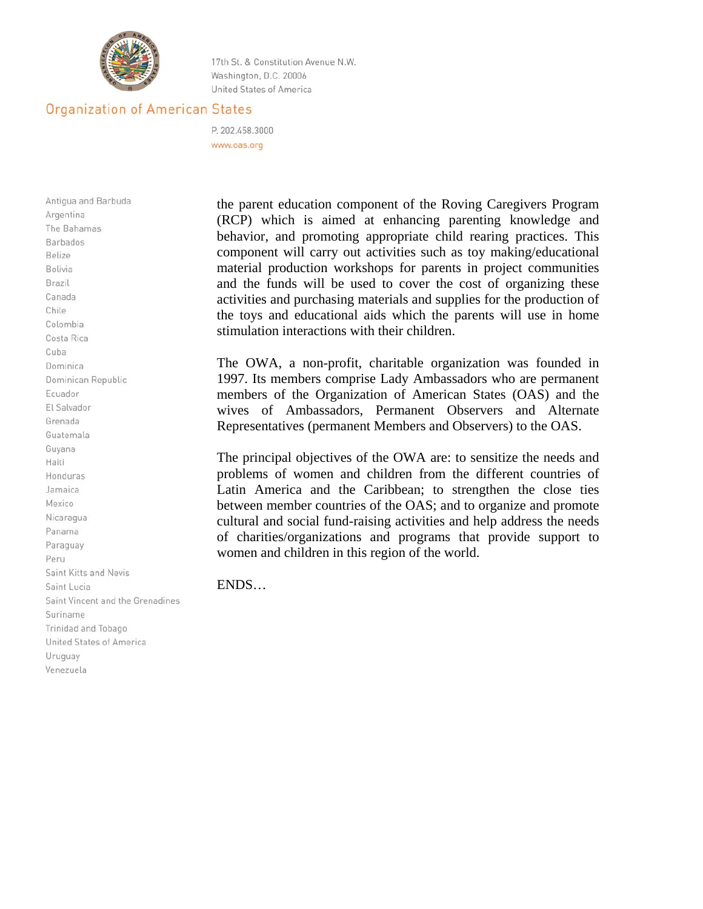Organization of American States

17th St. & Constitution Avenue N.W.
Washington, D.C. 20006
United States of America

P. 202.458.3000
www.oas.org

Antigua and Barbuda
Argentina
The Bahamas
Barbados
Belize
Bolivia
Brazil
Canada
Chile
Colombia
Costa Rica
Cuba
Dominica
Dominican Republic
Ecuador
El Salvador
Grenada
Guatemala
Guyana
Haiti
Honduras
Jamaica
Mexico
Nicaragua
Panama
Paraguay
Peru
Saint Kitts and Nevis
Saint Lucia
Saint Vincent and the Grenadines
Suriname
Trinidad and Tobago
United States of America
Uruguay
Venezuela

the parent education component of the Roving Caregivers Program (RCP) which is aimed at enhancing parenting knowledge and behavior, and promoting appropriate child rearing practices. This component will carry out activities such as toy making/educational material production workshops for parents in project communities and the funds will be used to cover the cost of organizing these activities and purchasing materials and supplies for the production of the toys and educational aids which the parents will use in home stimulation interactions with their children.

The OWA, a non-profit, charitable organization was founded in 1997. Its members comprise Lady Ambassadors who are permanent members of the Organization of American States (OAS) and the wives of Ambassadors, Permanent Observers and Alternate Representatives (permanent Members and Observers) to the OAS.

The principal objectives of the OWA are: to sensitize the needs and problems of women and children from the different countries of Latin America and the Caribbean; to strengthen the close ties between member countries of the OAS; and to organize and promote cultural and social fund-raising activities and help address the needs of charities/organizations and programs that provide support to women and children in this region of the world.

ENDS…